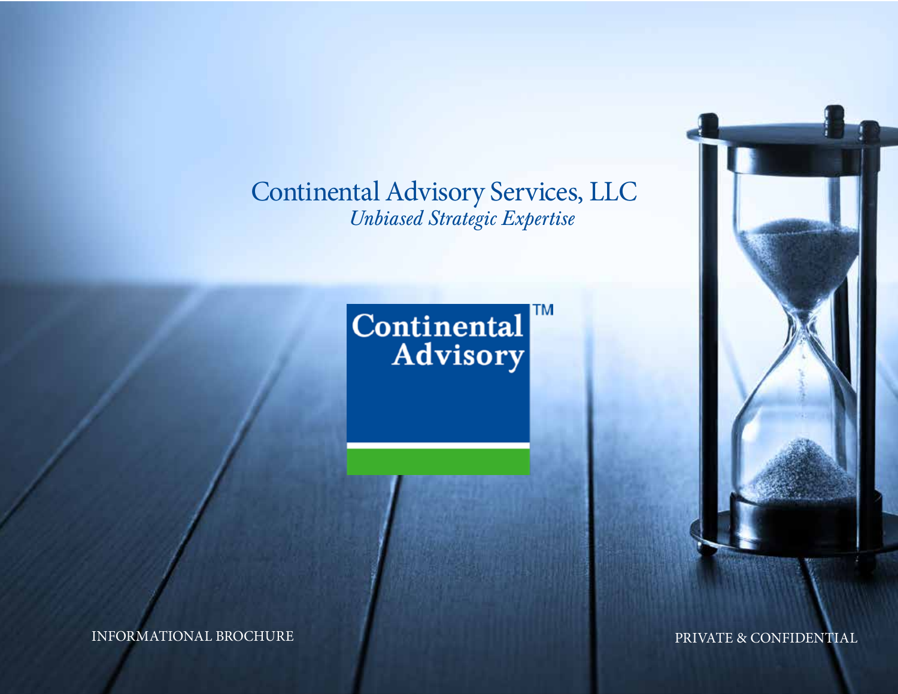# Continental Advisory Services, LLC

*Unbiased Strategic Expertise*

Continental Advisory™

INFORMATIONAL BROCHURE

PRIVATE & CONFIDENTIAL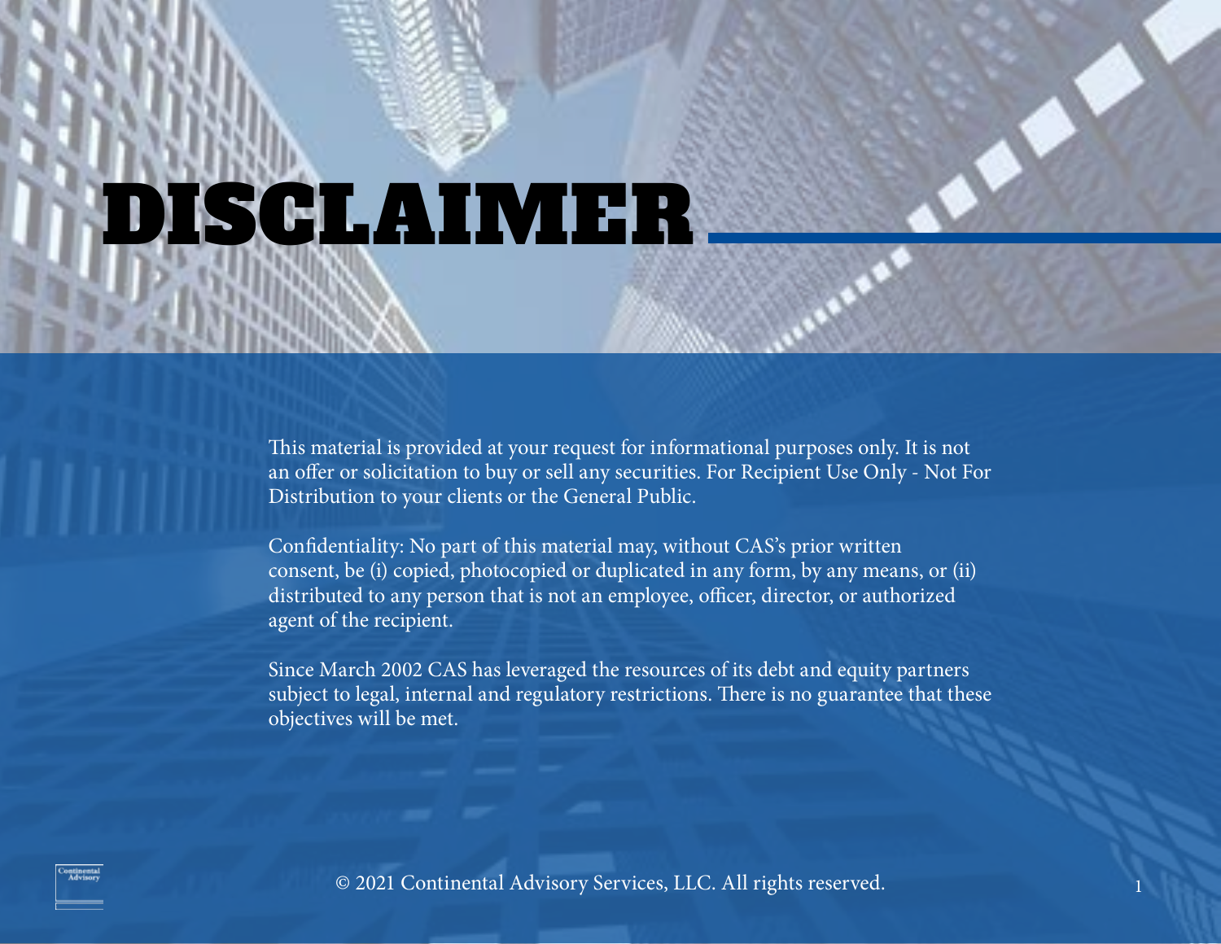# DISCLAIMER

This material is provided at your request for informational purposes only. It is not an offer or solicitation to buy or sell any securities. For Recipient Use Only - Not For Distribution to your clients or the General Public.

Confidentiality: No part of this material may, without CAS's prior written consent, be (i) copied, photocopied or duplicated in any form, by any means, or (ii) distributed to any person that is not an employee, officer, director, or authorized agent of the recipient.

Since March 2002 CAS has leveraged the resources of its debt and equity partners subject to legal, internal and regulatory restrictions. There is no guarantee that these objectives will be met.

© 2021 Continental Advisory Services, LLC. All rights reserved.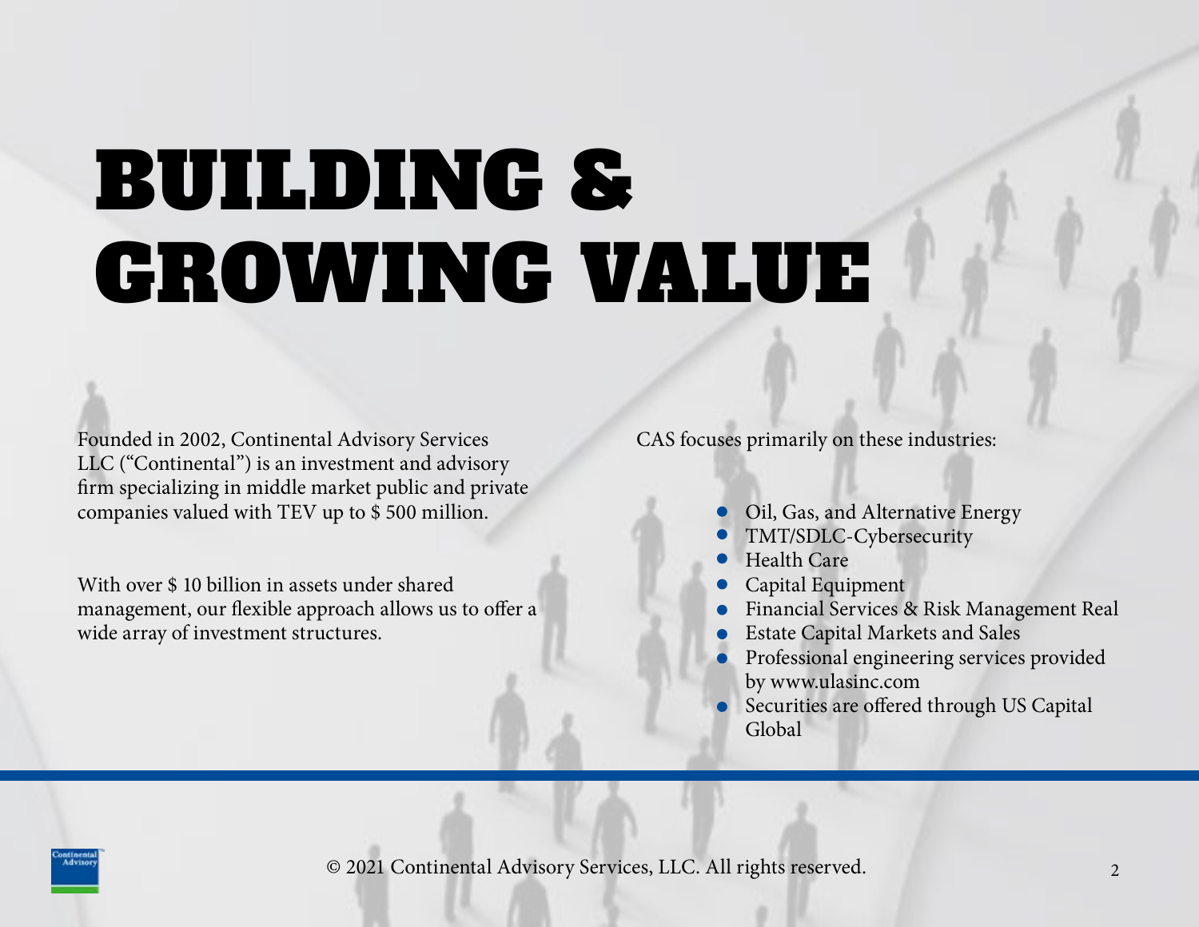# BUILDING & GROWING VALUE

Founded in 2002, Continental Advisory Services LLC ("Continental") is an investment and advisory firm specializing in middle market public and private companies valued with TEV up to $ 500 million.

With over $ 10 billion in assets under shared management, our flexible approach allows us to offer a wide array of investment structures.

CAS focuses primarily on these industries:

- Oil, Gas, and Alternative Energy
- TMT/SDLC-Cybersecurity
- Health Care
- Capital Equipment
- Financial Services & Risk Management Real
- Estate Capital Markets and Sales
- Professional engineering services provided by www.ulasinc.com
- Securities are offered through US Capital Global

© 2021 Continental Advisory Services, LLC. All rights reserved.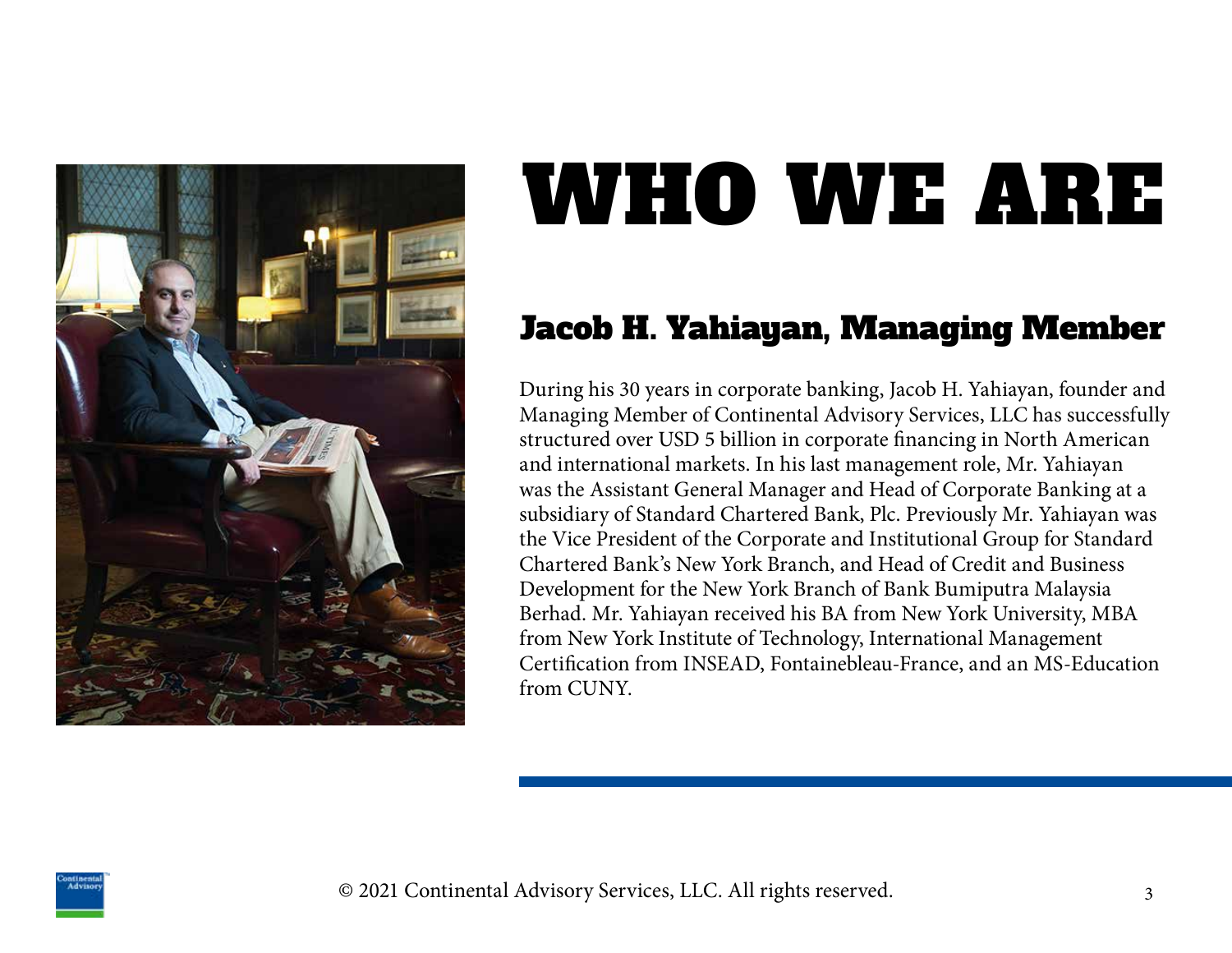# WHO WE ARE

## Jacob H. Yahiayan, Managing Member

During his 30 years in corporate banking, Jacob H. Yahiayan, founder and Managing Member of Continental Advisory Services, LLC has successfully structured over USD 5 billion in corporate financing in North American and international markets. In his last management role, Mr. Yahiayan was the Assistant General Manager and Head of Corporate Banking at a subsidiary of Standard Chartered Bank, Plc. Previously Mr. Yahiayan was the Vice President of the Corporate and Institutional Group for Standard Chartered Bank's New York Branch, and Head of Credit and Business Development for the New York Branch of Bank Bumiputra Malaysia Berhad. Mr. Yahiayan received his BA from New York University, MBA from New York Institute of Technology, International Management Certification from INSEAD, Fontainebleau-France, and an MS-Education from CUNY.

© 2021 Continental Advisory Services, LLC. All rights reserved.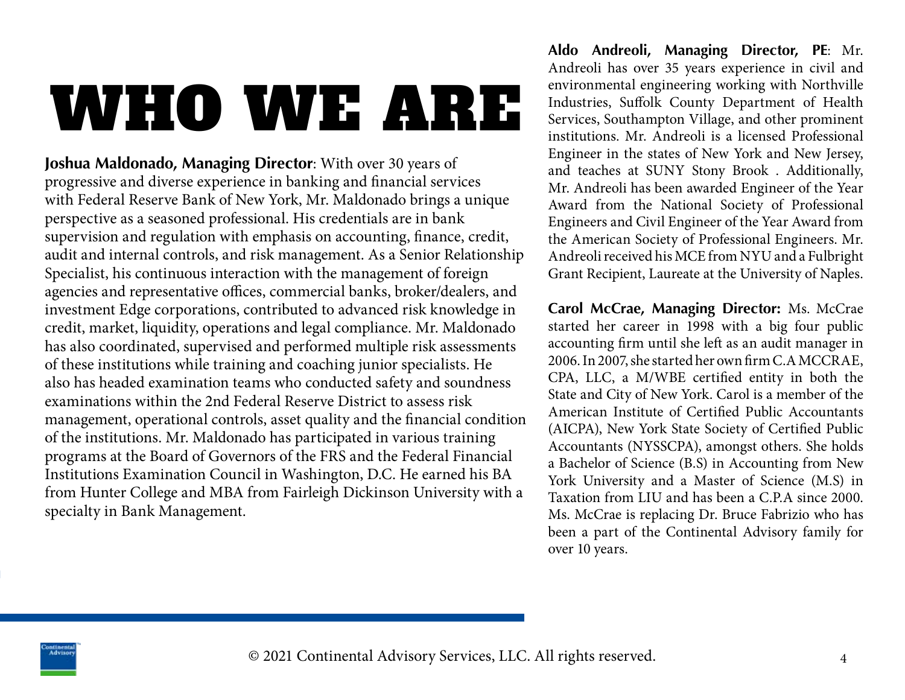# WHO WE ARE

**Joshua Maldonado, Managing Director**: With over 30 years of progressive and diverse experience in banking and financial services with Federal Reserve Bank of New York, Mr. Maldonado brings a unique perspective as a seasoned professional. His credentials are in bank supervision and regulation with emphasis on accounting, finance, credit, audit and internal controls, and risk management. As a Senior Relationship Specialist, his continuous interaction with the management of foreign agencies and representative offices, commercial banks, broker/dealers, and investment Edge corporations, contributed to advanced risk knowledge in credit, market, liquidity, operations and legal compliance. Mr. Maldonado has also coordinated, supervised and performed multiple risk assessments of these institutions while training and coaching junior specialists. He also has headed examination teams who conducted safety and soundness examinations within the 2nd Federal Reserve District to assess risk management, operational controls, asset quality and the financial condition of the institutions. Mr. Maldonado has participated in various training programs at the Board of Governors of the FRS and the Federal Financial Institutions Examination Council in Washington, D.C. He earned his BA from Hunter College and MBA from Fairleigh Dickinson University with a specialty in Bank Management.

**Aldo Andreoli, Managing Director, PE**: Mr. Andreoli has over 35 years experience in civil and environmental engineering working with Northville Industries, Suffolk County Department of Health Services, Southampton Village, and other prominent institutions. Mr. Andreoli is a licensed Professional Engineer in the states of New York and New Jersey, and teaches at SUNY Stony Brook . Additionally, Mr. Andreoli has been awarded Engineer of the Year Award from the National Society of Professional Engineers and Civil Engineer of the Year Award from the American Society of Professional Engineers. Mr. Andreoli received his MCE from NYU and a Fulbright Grant Recipient, Laureate at the University of Naples.

**Carol McCrae, Managing Director:** Ms. McCrae started her career in 1998 with a big four public accounting firm until she left as an audit manager in 2006. In 2007, she started her own firm C.A MCCRAE, CPA, LLC, a M/WBE certified entity in both the State and City of New York. Carol is a member of the American Institute of Certified Public Accountants (AICPA), New York State Society of Certified Public Accountants (NYSSCPA), amongst others. She holds a Bachelor of Science (B.S) in Accounting from New York University and a Master of Science (M.S) in Taxation from LIU and has been a C.P.A since 2000. Ms. McCrae is replacing Dr. Bruce Fabrizio who has been a part of the Continental Advisory family for over 10 years.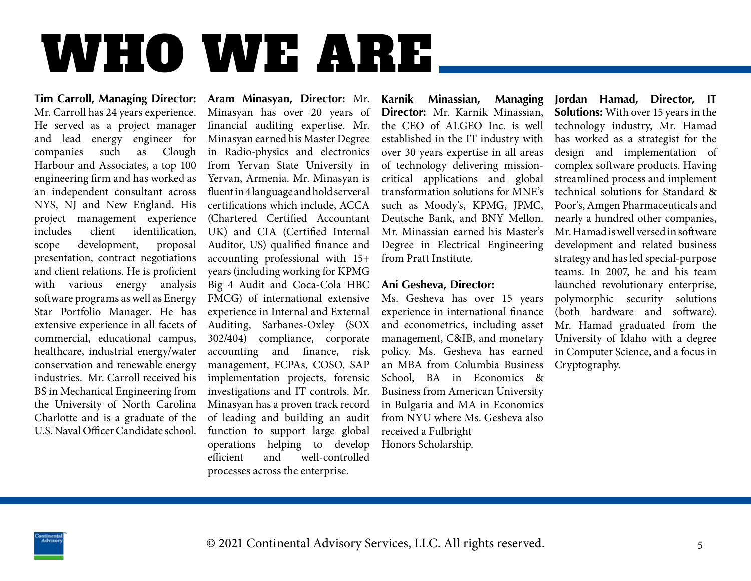# WHO WE ARE

**Tim Carroll, Managing Director:** Mr. Carroll has 24 years experience. He served as a project manager and lead energy engineer for companies such as Clough Harbour and Associates, a top 100 engineering firm and has worked as an independent consultant across NYS, NJ and New England. His project management experience includes client identification, scope development, proposal presentation, contract negotiations and client relations. He is proficient with various energy analysis software programs as well as Energy Star Portfolio Manager. He has extensive experience in all facets of commercial, educational campus, healthcare, industrial energy/water conservation and renewable energy industries. Mr. Carroll received his BS in Mechanical Engineering from the University of North Carolina Charlotte and is a graduate of the U.S. Naval Officer Candidate school.

**Aram Minasyan, Director:** Mr. Minasyan has over 20 years of financial auditing expertise. Mr. Minasyan earned his Master Degree in Radio-physics and electronics from Yervan State University in Yervan, Armenia. Mr. Minasyan is fluent in 4 language and hold serveral certifications which include, ACCA (Chartered Certified Accountant UK) and CIA (Certified Internal Auditor, US) qualified finance and accounting professional with 15+ years (including working for KPMG Big 4 Audit and Coca-Cola HBC FMCG) of international extensive experience in Internal and External Auditing, Sarbanes-Oxley (SOX 302/404) compliance, corporate accounting and finance, risk management, FCPAs, COSO, SAP implementation projects, forensic investigations and IT controls. Mr. Minasyan has a proven track record of leading and building an audit function to support large global operations helping to develop efficient and well-controlled processes across the enterprise.

**Karnik Minassian, Managing Director:** Mr. Karnik Minassian, the CEO of ALGEO Inc. is well established in the IT industry with over 30 years expertise in all areas of technology delivering mission-critical applications and global transformation solutions for MNE's such as Moody's, KPMG, JPMC, Deutsche Bank, and BNY Mellon. Mr. Minassian earned his Master's Degree in Electrical Engineering from Pratt Institute.

**Ani Gesheva, Director:**
Ms. Gesheva has over 15 years experience in international finance and econometrics, including asset management, C&IB, and monetary policy. Ms. Gesheva has earned an MBA from Columbia Business School, BA in Economics & Business from American University in Bulgaria and MA in Economics from NYU where Ms. Gesheva also received a Fulbright Honors Scholarship.

**Jordan Hamad, Director, IT Solutions:** With over 15 years in the technology industry, Mr. Hamad has worked as a strategist for the design and implementation of complex software products. Having streamlined process and implement technical solutions for Standard & Poor's, Amgen Pharmaceuticals and nearly a hundred other companies, Mr. Hamad is well versed in software development and related business strategy and has led special-purpose teams. In 2007, he and his team launched revolutionary enterprise, polymorphic security solutions (both hardware and software). Mr. Hamad graduated from the University of Idaho with a degree in Computer Science, and a focus in Cryptography.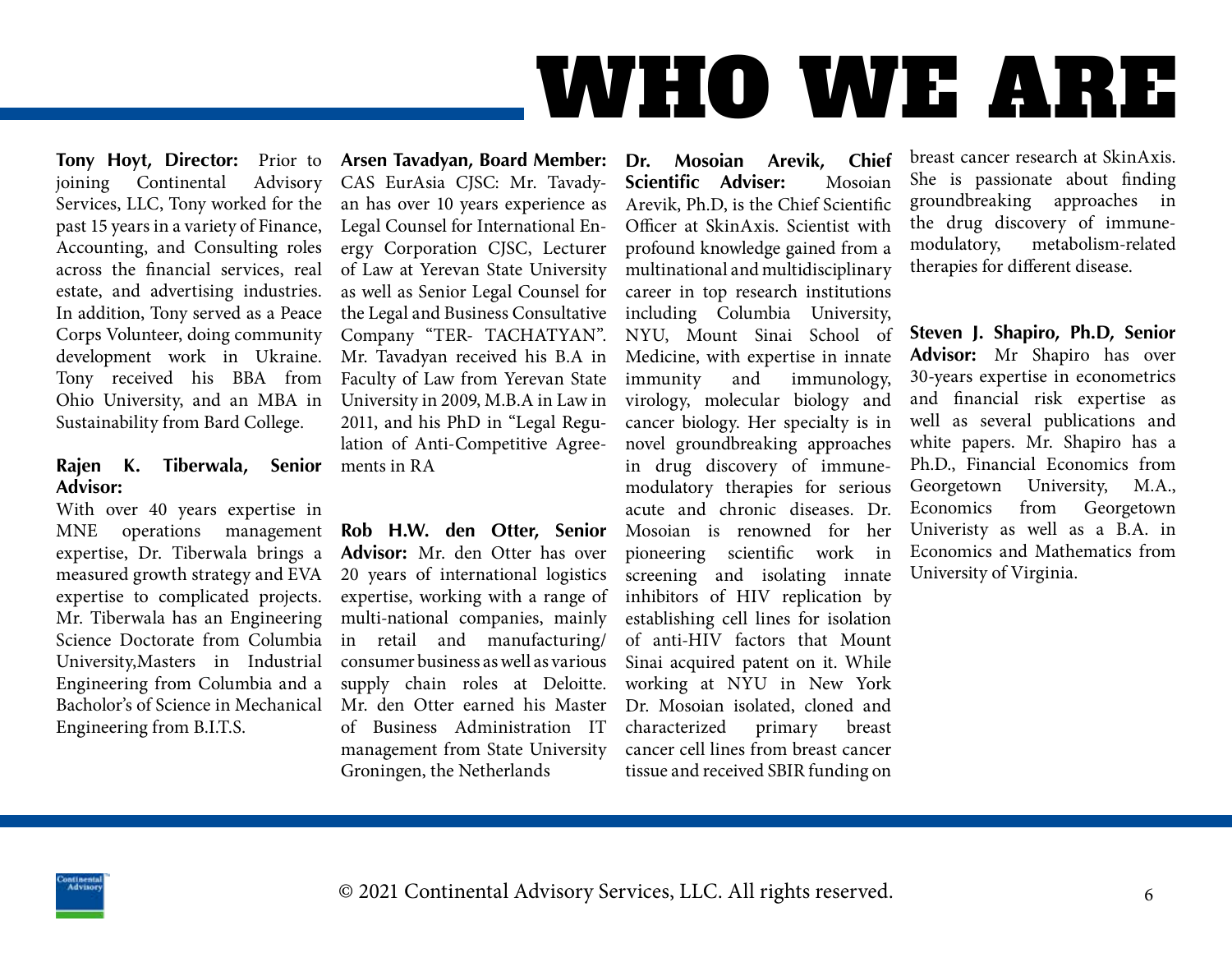# WHO WE ARE

**Tony Hoyt, Director:** Prior to joining Continental Advisory Services, LLC, Tony worked for the past 15 years in a variety of Finance, Accounting, and Consulting roles across the financial services, real estate, and advertising industries. In addition, Tony served as a Peace Corps Volunteer, doing community development work in Ukraine. Tony received his BBA from Ohio University, and an MBA in Sustainability from Bard College.

**Rajen K. Tiberwala, Senior Advisor:**
With over 40 years expertise in MNE operations management expertise, Dr. Tiberwala brings a measured growth strategy and EVA expertise to complicated projects. Mr. Tiberwala has an Engineering Science Doctorate from Columbia University,Masters in Industrial Engineering from Columbia and a Bacholor's of Science in Mechanical Engineering from B.I.T.S.

**Arsen Tavadyan, Board Member:** CAS EurAsia CJSC: Mr. Tavadyan has over 10 years experience as Legal Counsel for International Energy Corporation CJSC, Lecturer of Law at Yerevan State University as well as Senior Legal Counsel for the Legal and Business Consultative Company "TER- TACHATYAN". Mr. Tavadyan received his B.A in Faculty of Law from Yerevan State University in 2009, M.B.A in Law in 2011, and his PhD in "Legal Regulation of Anti-Competitive Agreements in RA

**Rob H.W. den Otter, Senior Advisor:** Mr. den Otter has over 20 years of international logistics expertise, working with a range of multi-national companies, mainly in retail and manufacturing/ consumer business as well as various supply chain roles at Deloitte. Mr. den Otter earned his Master of Business Administration IT management from State University Groningen, the Netherlands

**Dr. Mosoian Arevik, Chief Scientific Adviser:** Mosoian Arevik, Ph.D, is the Chief Scientific Officer at SkinAxis. Scientist with profound knowledge gained from a multinational and multidisciplinary career in top research institutions including Columbia University, NYU, Mount Sinai School of Medicine, with expertise in innate immunity and immunology, virology, molecular biology and cancer biology. Her specialty is in novel groundbreaking approaches in drug discovery of immune-modulatory therapies for serious acute and chronic diseases. Dr. Mosoian is renowned for her pioneering scientific work in screening and isolating innate inhibitors of HIV replication by establishing cell lines for isolation of anti-HIV factors that Mount Sinai acquired patent on it. While working at NYU in New York Dr. Mosoian isolated, cloned and characterized primary breast cancer cell lines from breast cancer tissue and received SBIR funding on breast cancer research at SkinAxis. She is passionate about finding groundbreaking approaches in the drug discovery of immune-modulatory, metabolism-related therapies for different disease.

**Steven J. Shapiro, Ph.D, Senior Advisor:** Mr Shapiro has over 30-years expertise in econometrics and financial risk expertise as well as several publications and white papers. Mr. Shapiro has a Ph.D., Financial Economics from Georgetown University, M.A., Economics from Georgetown Univeristy as well as a B.A. in Economics and Mathematics from University of Virginia.

© 2021 Continental Advisory Services, LLC. All rights reserved.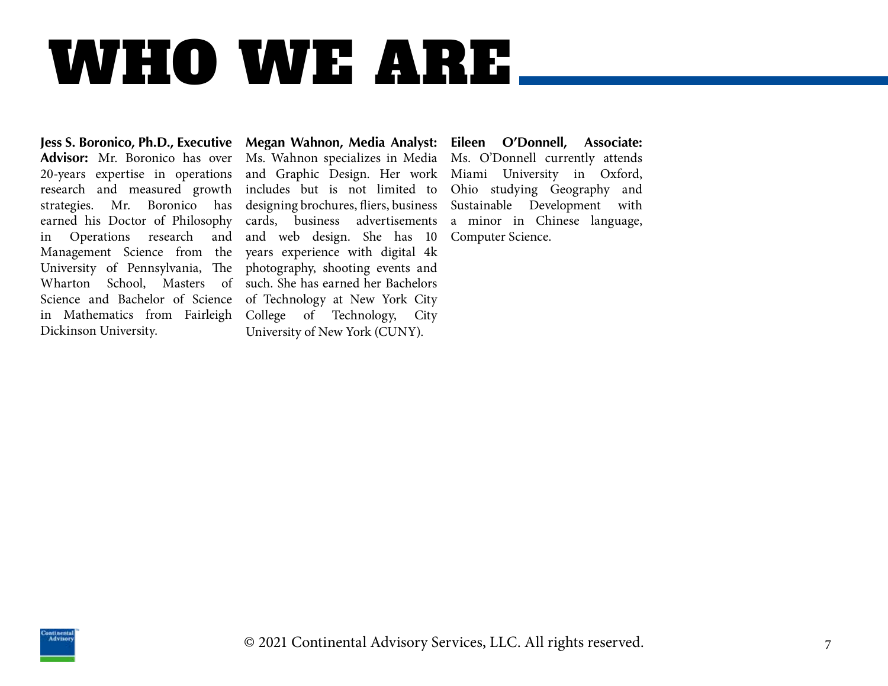# WHO WE ARE

**Jess S. Boronico, Ph.D., Executive Advisor:** Mr. Boronico has over 20-years expertise in operations research and measured growth strategies. Mr. Boronico has earned his Doctor of Philosophy in Operations research and Management Science from the University of Pennsylvania, The Wharton School, Masters of Science and Bachelor of Science in Mathematics from Fairleigh Dickinson University.

**Megan Wahnon, Media Analyst:** Ms. Wahnon specializes in Media and Graphic Design. Her work includes but is not limited to designing brochures, fliers, business cards, business advertisements and web design. She has 10 years experience with digital 4k photography, shooting events and such. She has earned her Bachelors of Technology at New York City College of Technology, City University of New York (CUNY).

**Eileen O'Donnell, Associate:** Ms. O'Donnell currently attends Miami University in Oxford, Ohio studying Geography and Sustainable Development with a minor in Chinese language, Computer Science.

© 2021 Continental Advisory Services, LLC. All rights reserved.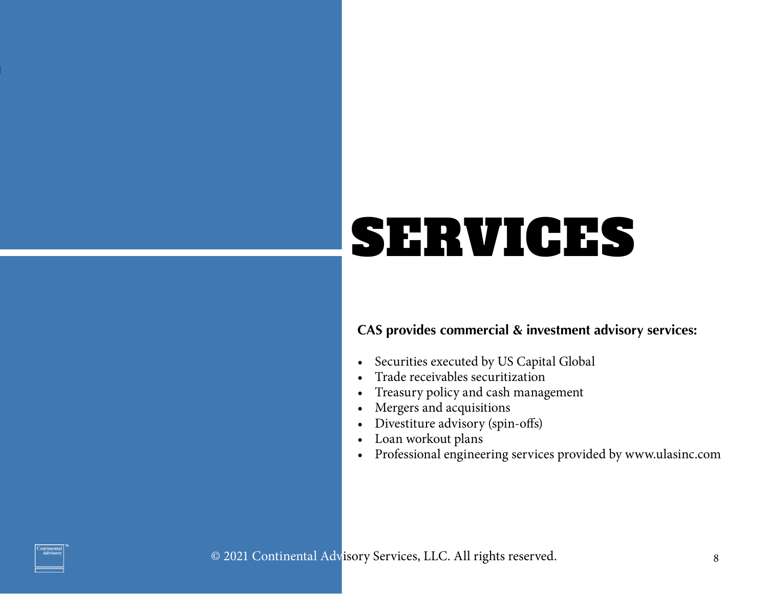# SERVICES

**CAS provides commercial & investment advisory services:**

- Securities executed by US Capital Global
- Trade receivables securitization
- Treasury policy and cash management
- Mergers and acquisitions
- Divestiture advisory (spin-offs)
- Loan workout plans
- Professional engineering services provided by www.ulasinc.com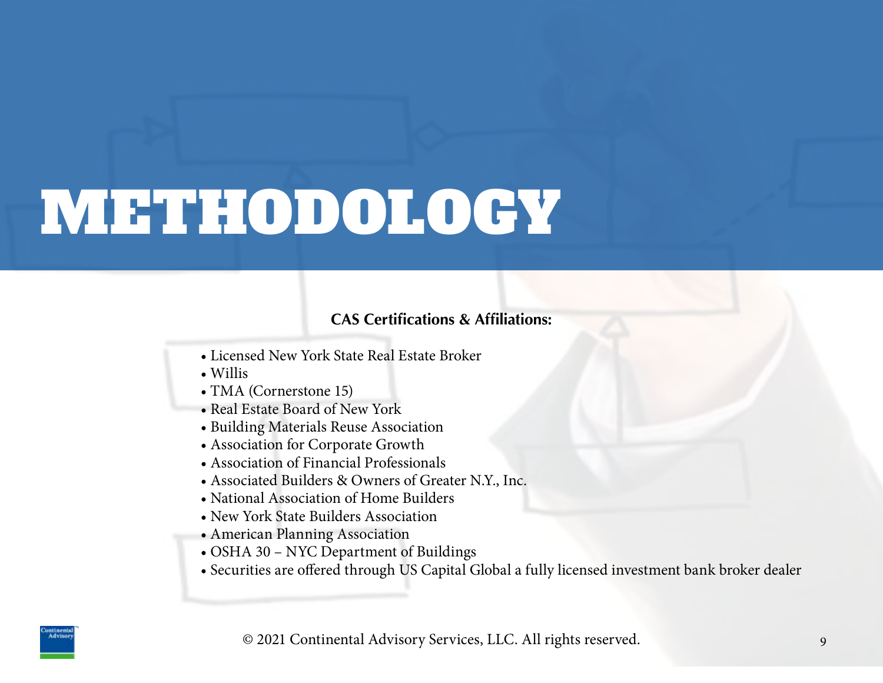# METHODOLOGY

**CAS Certifications & Affiliations:**

- Licensed New York State Real Estate Broker
- Willis
- TMA (Cornerstone 15)
- Real Estate Board of New York
- Building Materials Reuse Association
- Association for Corporate Growth
- Association of Financial Professionals
- Associated Builders & Owners of Greater N.Y., Inc.
- National Association of Home Builders
- New York State Builders Association
- American Planning Association
- OSHA 30 – NYC Department of Buildings
- Securities are offered through US Capital Global a fully licensed investment bank broker dealer

© 2021 Continental Advisory Services, LLC. All rights reserved.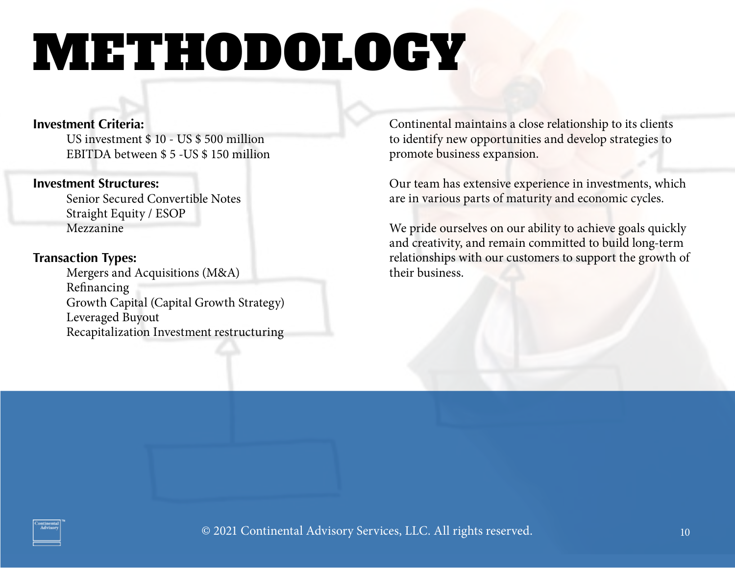# METHODOLOGY

**Investment Criteria:**

US investment $ 10 - US $ 500 million
EBITDA between $ 5 -US $ 150 million

**Investment Structures:**

Senior Secured Convertible Notes
Straight Equity / ESOP
Mezzanine

**Transaction Types:**

Mergers and Acquisitions (M&A)
Refinancing
Growth Capital (Capital Growth Strategy)
Leveraged Buyout
Recapitalization Investment restructuring

Continental maintains a close relationship to its clients to identify new opportunities and develop strategies to promote business expansion.

Our team has extensive experience in investments, which are in various parts of maturity and economic cycles.

We pride ourselves on our ability to achieve goals quickly and creativity, and remain committed to build long-term relationships with our customers to support the growth of their business.

© 2021 Continental Advisory Services, LLC. All rights reserved.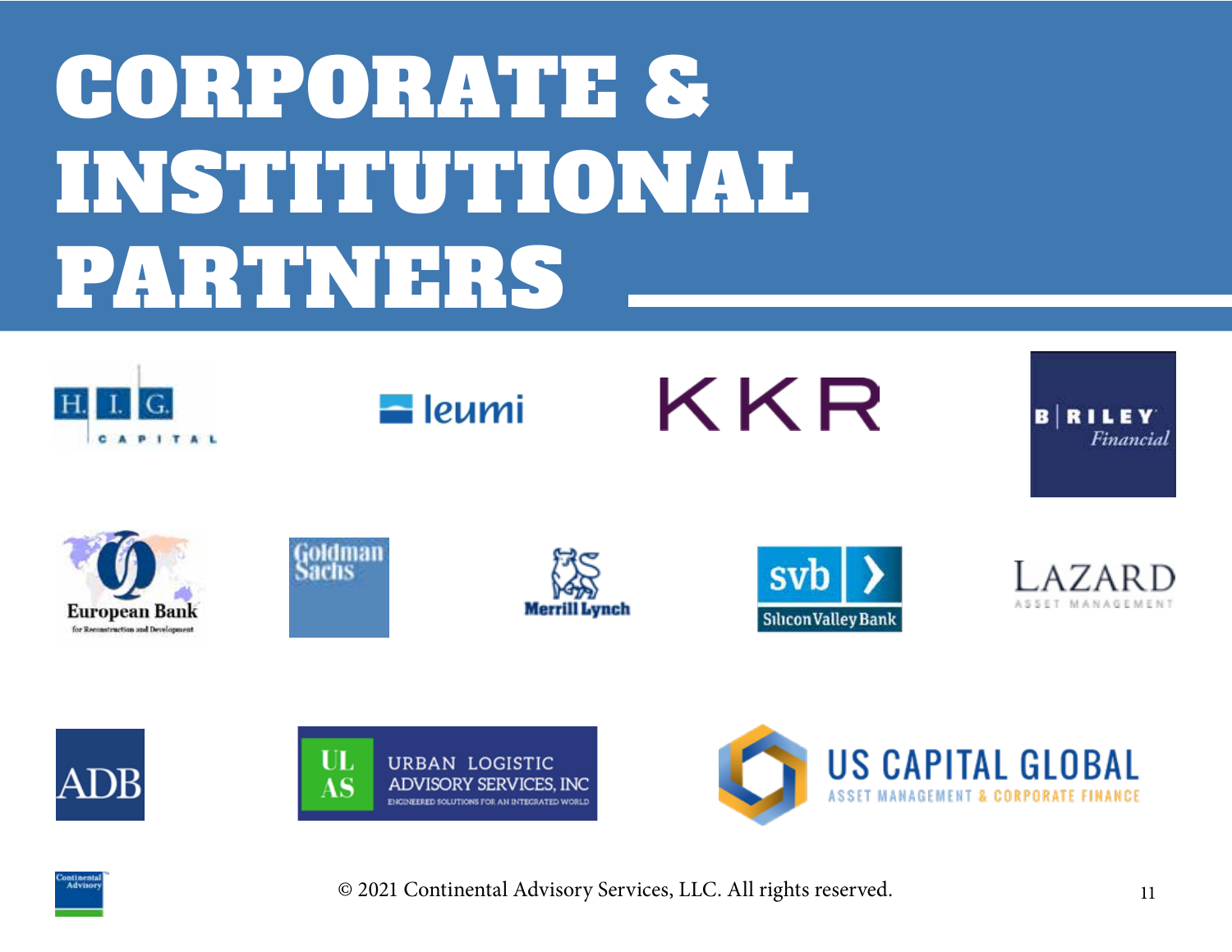# CORPORATE & INSTITUTIONAL PARTNERS

H.I.G. CAPITAL

leumi

KKR

B RILEY Financial

European Bank for Reconstruction and Development

Goldman Sachs

Merrill Lynch

svb Silicon Valley Bank

LAZARD ASSET MANAGEMENT

ADB

ULAS URBAN LOGISTIC ADVISORY SERVICES, INC ENGINEERED SOLUTIONS FOR AN INTEGRATED WORLD

US CAPITAL GLOBAL ASSET MANAGEMENT & CORPORATE FINANCE

© 2021 Continental Advisory Services, LLC. All rights reserved.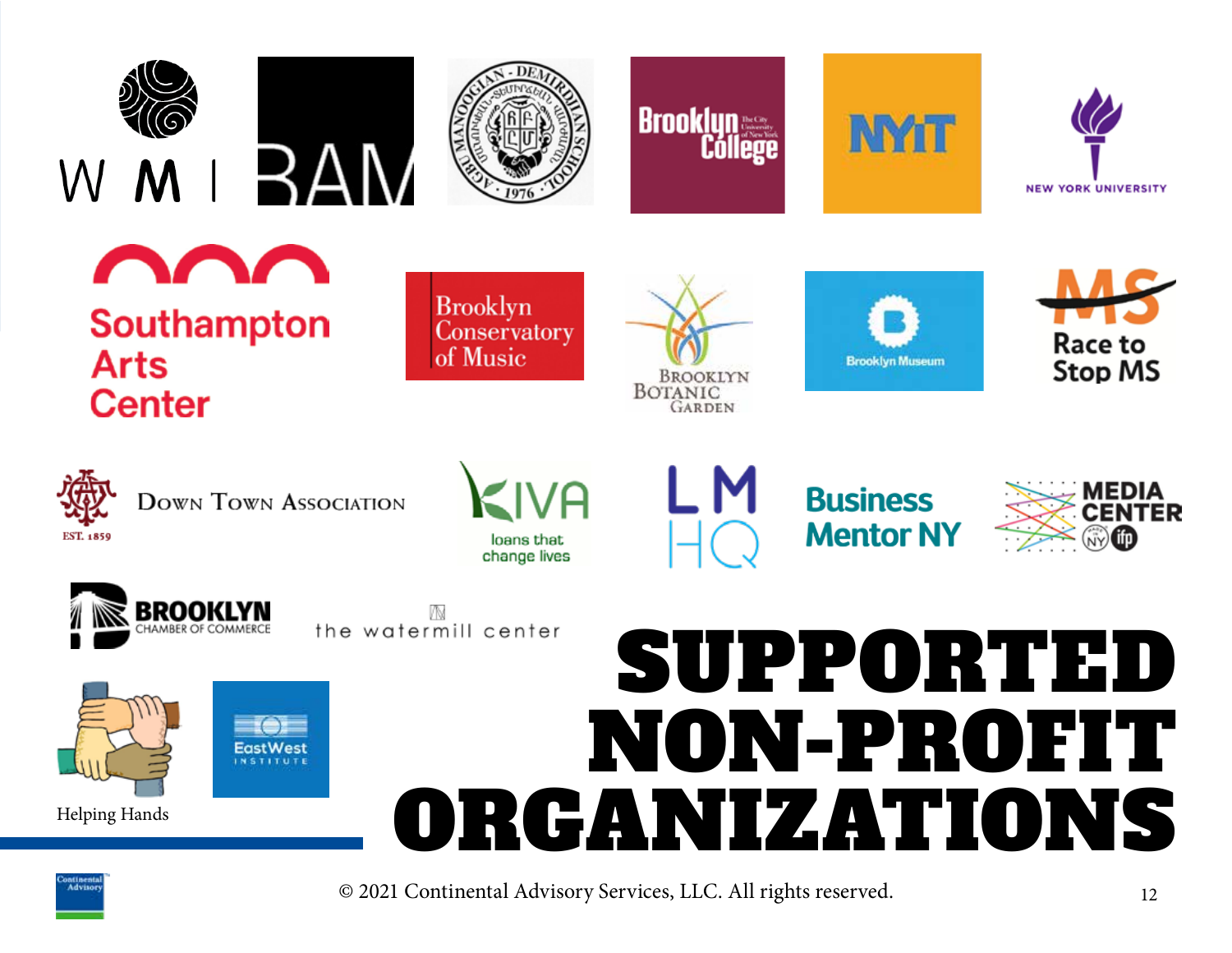# SUPPORTED NON-PROFIT ORGANIZATIONS

- WMI
- BAM
- AGBU Manoogian-Demirdjian School
- Brooklyn College
- NYIT
- New York University
- Southampton Arts Center
- Brooklyn Conservatory of Music
- Brooklyn Botanic Garden
- Brooklyn Museum
- Race to Stop MS
- Down Town Association
- KIVA — loans that change lives
- LMHQ
- Business Mentor NY
- Media Center
- Brooklyn Chamber of Commerce
- the watermill center
- Helping Hands
- EastWest Institute

© 2021 Continental Advisory Services, LLC. All rights reserved.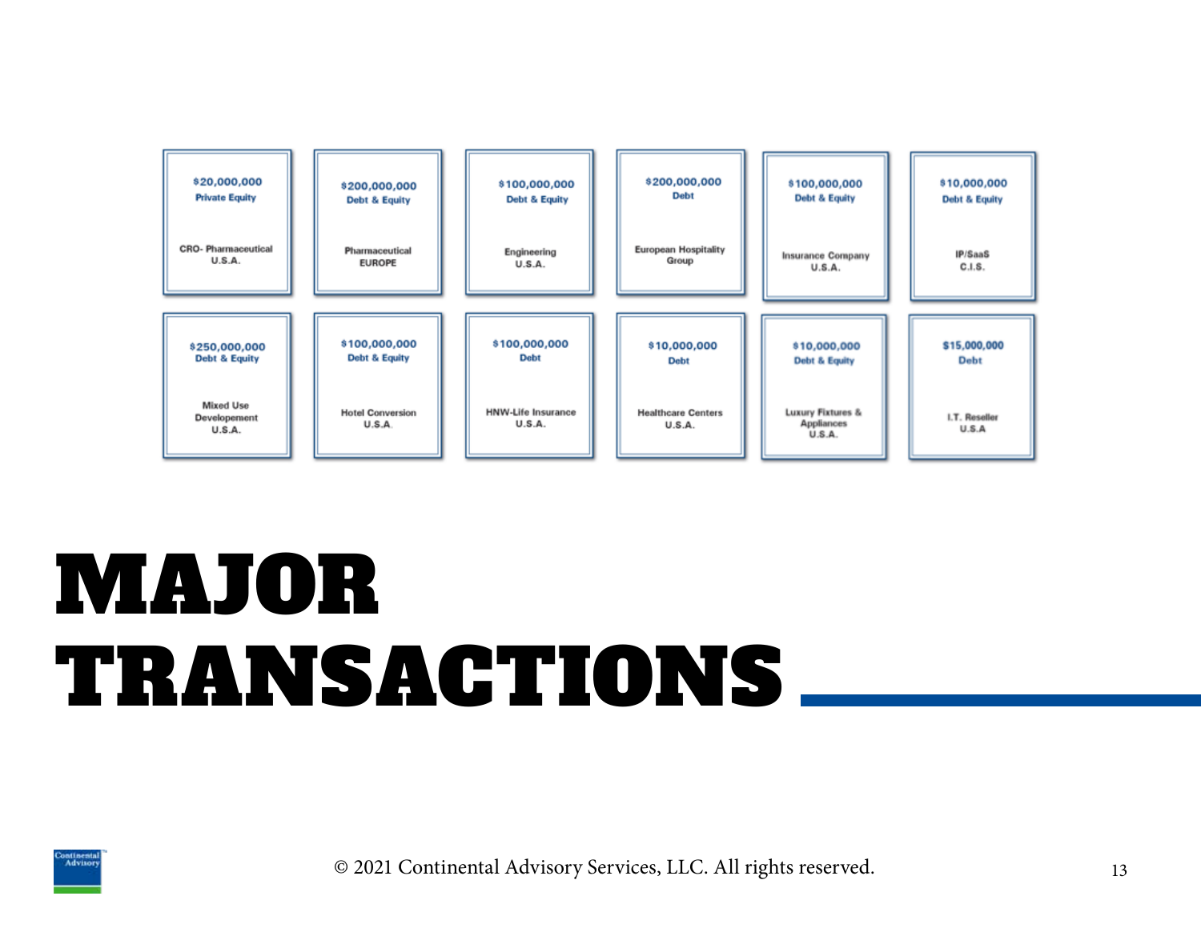| $20,000,000<br>Private Equity<br><br>CRO- Pharmaceutical<br>U.S.A. | $200,000,000<br>Debt & Equity<br><br>Pharmaceutical<br>EUROPE | $100,000,000<br>Debt & Equity<br><br>Engineering<br>U.S.A. | $200,000,000<br>Debt<br><br>European Hospitality<br>Group | $100,000,000<br>Debt & Equity<br><br>Insurance Company<br>U.S.A. | $10,000,000<br>Debt & Equity<br><br>IP/SaaS<br>C.I.S. |
|---|---|---|---|---|---|
| $250,000,000<br>Debt & Equity<br><br>Mixed Use<br>Developement<br>U.S.A. | $100,000,000<br>Debt & Equity<br><br>Hotel Conversion<br>U.S.A. | $100,000,000<br>Debt<br><br>HNW-Life Insurance<br>U.S.A. | $10,000,000<br>Debt<br><br>Healthcare Centers<br>U.S.A. | $10,000,000<br>Debt & Equity<br><br>Luxury Fixtures &<br>Appliances<br>U.S.A. | $15,000,000<br>Debt<br><br>I.T. Reseller<br>U.S.A |

# MAJOR TRANSACTIONS

© 2021 Continental Advisory Services, LLC. All rights reserved.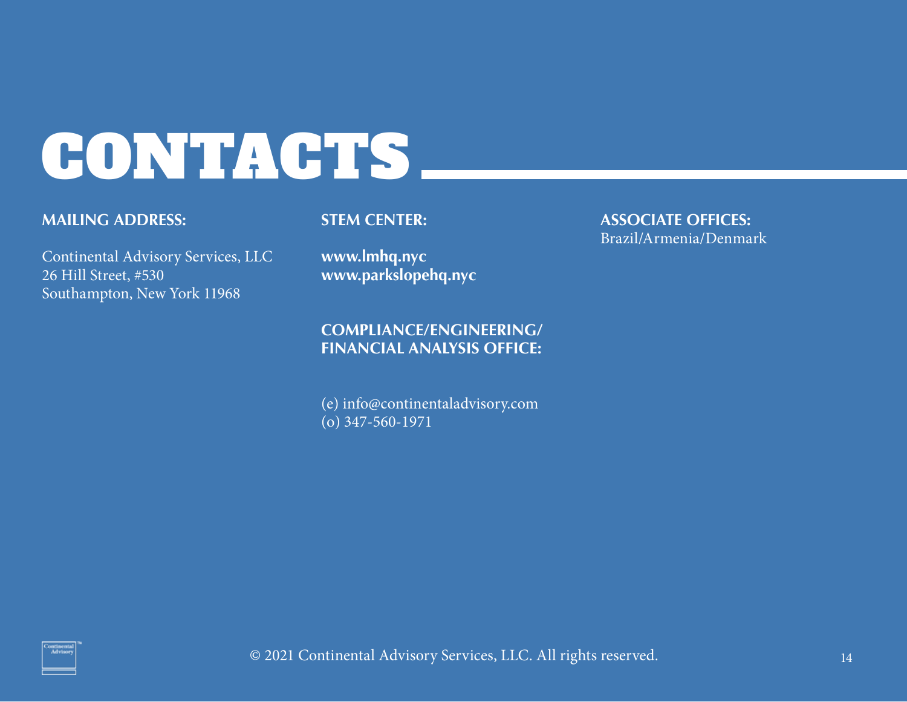# CONTACTS

**MAILING ADDRESS:**

Continental Advisory Services, LLC
26 Hill Street, #530
Southampton, New York 11968

**STEM CENTER:**

**www.lmhq.nyc**
**www.parkslopehq.nyc**

**COMPLIANCE/ENGINEERING/ FINANCIAL ANALYSIS OFFICE:**

(e) info@continentaladvisory.com
(o) 347-560-1971

**ASSOCIATE OFFICES:**
Brazil/Armenia/Denmark

© 2021 Continental Advisory Services, LLC. All rights reserved.